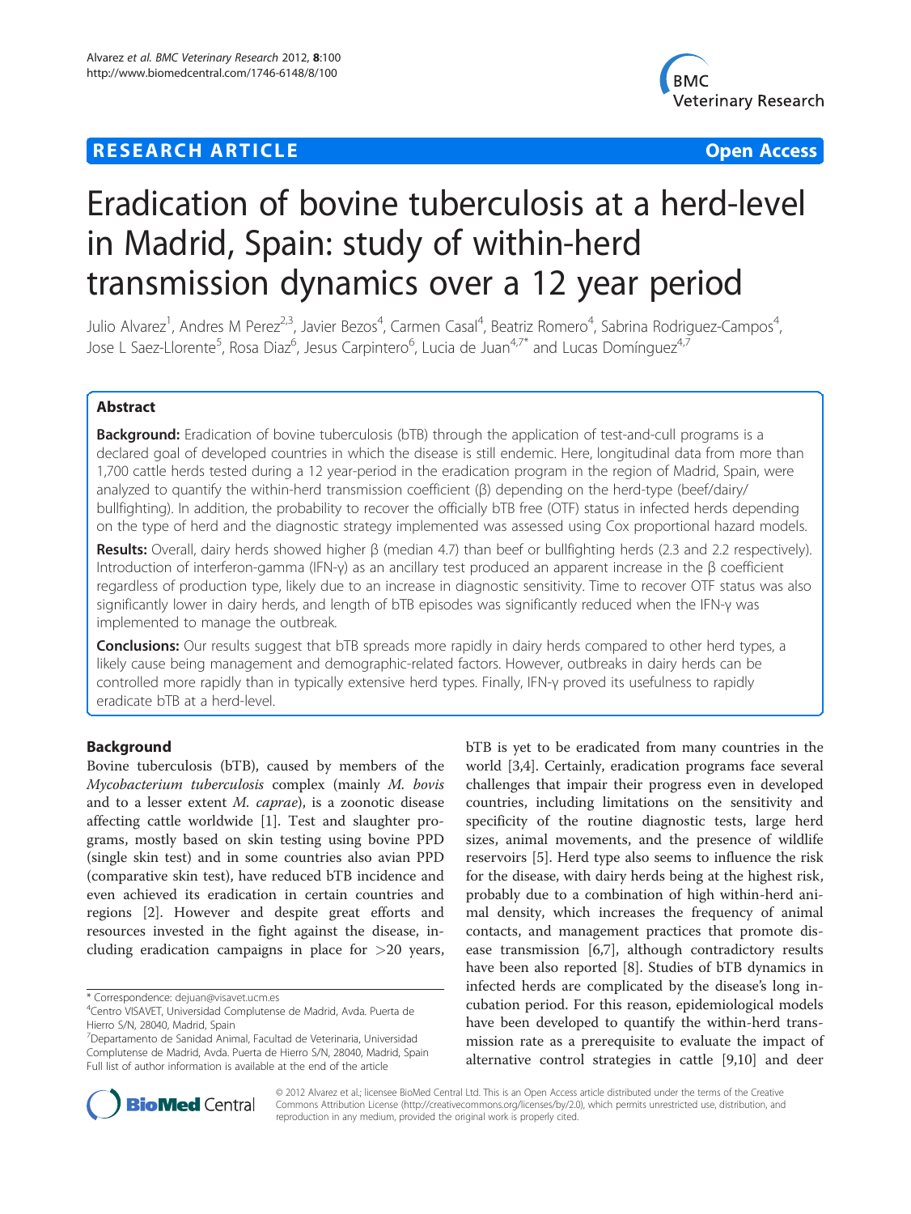# RESEARCH ARTICLE

Open Access

# Eradication of bovine tuberculosis at a herd-level in Madrid, Spain: study of within-herd transmission dynamics over a 12 year period

Julio Alvarez[1], Andres M Perez[2,3], Javier Bezos[4], Carmen Casal[4], Beatriz Romero[4], Sabrina Rodriguez-Campos[4], Jose L Saez-Llorente[5], Rosa Diaz[6], Jesus Carpintero[6], Lucia de Juan[4,7*] and Lucas Domínguez[4,7]

## Abstract

**Background:** Eradication of bovine tuberculosis (bTB) through the application of test-and-cull programs is a declared goal of developed countries in which the disease is still endemic. Here, longitudinal data from more than 1,700 cattle herds tested during a 12 year-period in the eradication program in the region of Madrid, Spain, were analyzed to quantify the within-herd transmission coefficient (β) depending on the herd-type (beef/dairy/bullfighting). In addition, the probability to recover the officially bTB free (OTF) status in infected herds depending on the type of herd and the diagnostic strategy implemented was assessed using Cox proportional hazard models.

**Results:** Overall, dairy herds showed higher β (median 4.7) than beef or bullfighting herds (2.3 and 2.2 respectively). Introduction of interferon-gamma (IFN-γ) as an ancillary test produced an apparent increase in the β coefficient regardless of production type, likely due to an increase in diagnostic sensitivity. Time to recover OTF status was also significantly lower in dairy herds, and length of bTB episodes was significantly reduced when the IFN-γ was implemented to manage the outbreak.

**Conclusions:** Our results suggest that bTB spreads more rapidly in dairy herds compared to other herd types, a likely cause being management and demographic-related factors. However, outbreaks in dairy herds can be controlled more rapidly than in typically extensive herd types. Finally, IFN-γ proved its usefulness to rapidly eradicate bTB at a herd-level.

## Background

Bovine tuberculosis (bTB), caused by members of the *Mycobacterium tuberculosis* complex (mainly *M. bovis* and to a lesser extent *M. caprae*), is a zoonotic disease affecting cattle worldwide [1]. Test and slaughter programs, mostly based on skin testing using bovine PPD (single skin test) and in some countries also avian PPD (comparative skin test), have reduced bTB incidence and even achieved its eradication in certain countries and regions [2]. However and despite great efforts and resources invested in the fight against the disease, including eradication campaigns in place for >20 years, bTB is yet to be eradicated from many countries in the world [3,4]. Certainly, eradication programs face several challenges that impair their progress even in developed countries, including limitations on the sensitivity and specificity of the routine diagnostic tests, large herd sizes, animal movements, and the presence of wildlife reservoirs [5]. Herd type also seems to influence the risk for the disease, with dairy herds being at the highest risk, probably due to a combination of high within-herd animal density, which increases the frequency of animal contacts, and management practices that promote disease transmission [6,7], although contradictory results have been also reported [8]. Studies of bTB dynamics in infected herds are complicated by the disease's long incubation period. For this reason, epidemiological models have been developed to quantify the within-herd transmission rate as a prerequisite to evaluate the impact of alternative control strategies in cattle [9,10] and deer

\* Correspondence: dejuan@visavet.ucm.es
[4]Centro VISAVET, Universidad Complutense de Madrid, Avda. Puerta de Hierro S/N, 28040, Madrid, Spain
[7]Departamento de Sanidad Animal, Facultad de Veterinaria, Universidad Complutense de Madrid, Avda. Puerta de Hierro S/N, 28040, Madrid, Spain
Full list of author information is available at the end of the article

© 2012 Alvarez et al.; licensee BioMed Central Ltd. This is an Open Access article distributed under the terms of the Creative Commons Attribution License (http://creativecommons.org/licenses/by/2.0), which permits unrestricted use, distribution, and reproduction in any medium, provided the original work is properly cited.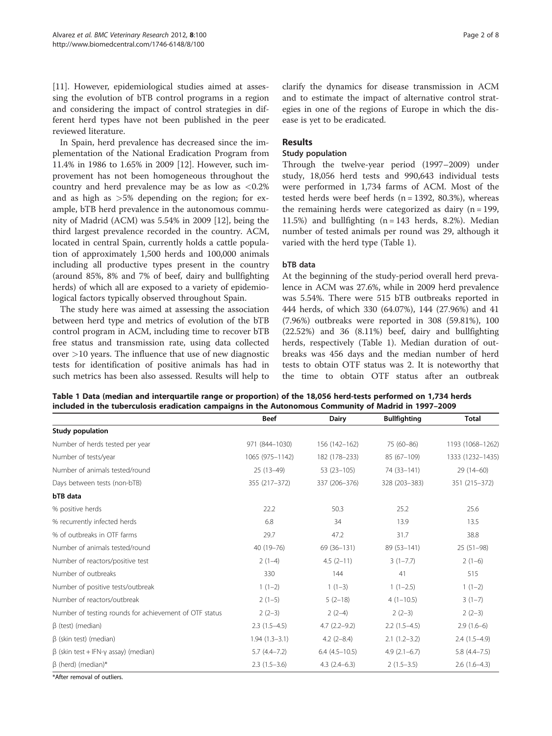[11]. However, epidemiological studies aimed at assessing the evolution of bTB control programs in a region and considering the impact of control strategies in different herd types have not been published in the peer reviewed literature.

In Spain, herd prevalence has decreased since the implementation of the National Eradication Program from 11.4% in 1986 to 1.65% in 2009 [12]. However, such improvement has not been homogeneous throughout the country and herd prevalence may be as low as <0.2% and as high as >5% depending on the region; for example, bTB herd prevalence in the autonomous community of Madrid (ACM) was 5.54% in 2009 [12], being the third largest prevalence recorded in the country. ACM, located in central Spain, currently holds a cattle population of approximately 1,500 herds and 100,000 animals including all productive types present in the country (around 85%, 8% and 7% of beef, dairy and bullfighting herds) of which all are exposed to a variety of epidemiological factors typically observed throughout Spain.

The study here was aimed at assessing the association between herd type and metrics of evolution of the bTB control program in ACM, including time to recover bTB free status and transmission rate, using data collected over >10 years. The influence that use of new diagnostic tests for identification of positive animals has had in such metrics has been also assessed. Results will help to clarify the dynamics for disease transmission in ACM and to estimate the impact of alternative control strategies in one of the regions of Europe in which the disease is yet to be eradicated.

## Results

### Study population

Through the twelve-year period (1997–2009) under study, 18,056 herd tests and 990,643 individual tests were performed in 1,734 farms of ACM. Most of the tested herds were beef herds (n = 1392, 80.3%), whereas the remaining herds were categorized as dairy (n = 199, 11.5%) and bullfighting (n = 143 herds, 8.2%). Median number of tested animals per round was 29, although it varied with the herd type (Table 1).

### bTB data

At the beginning of the study-period overall herd prevalence in ACM was 27.6%, while in 2009 herd prevalence was 5.54%. There were 515 bTB outbreaks reported in 444 herds, of which 330 (64.07%), 144 (27.96%) and 41 (7.96%) outbreaks were reported in 308 (59.81%), 100 (22.52%) and 36 (8.11%) beef, dairy and bullfighting herds, respectively (Table 1). Median duration of outbreaks was 456 days and the median number of herd tests to obtain OTF status was 2. It is noteworthy that the time to obtain OTF status after an outbreak

**Table 1 Data (median and interquartile range or proportion) of the 18,056 herd-tests performed on 1,734 herds included in the tuberculosis eradication campaigns in the Autonomous Community of Madrid in 1997–2009**

| | Beef | Dairy | Bullfighting | Total |
|---|---|---|---|---|
| **Study population** | | | | |
| Number of herds tested per year | 971 (844–1030) | 156 (142–162) | 75 (60–86) | 1193 (1068–1262) |
| Number of tests/year | 1065 (975–1142) | 182 (178–233) | 85 (67–109) | 1333 (1232–1435) |
| Number of animals tested/round | 25 (13–49) | 53 (23–105) | 74 (33–141) | 29 (14–60) |
| Days between tests (non-bTB) | 355 (217–372) | 337 (206–376) | 328 (203–383) | 351 (215–372) |
| **bTB data** | | | | |
| % positive herds | 22.2 | 50.3 | 25.2 | 25.6 |
| % recurrently infected herds | 6.8 | 34 | 13.9 | 13.5 |
| % of outbreaks in OTF farms | 29.7 | 47.2 | 31.7 | 38.8 |
| Number of animals tested/round | 40 (19–76) | 69 (36–131) | 89 (53–141) | 25 (51–98) |
| Number of reactors/positive test | 2 (1–4) | 4.5 (2–11) | 3 (1–7.7) | 2 (1–6) |
| Number of outbreaks | 330 | 144 | 41 | 515 |
| Number of positive tests/outbreak | 1 (1–2) | 1 (1–3) | 1 (1–2.5) | 1 (1–2) |
| Number of reactors/outbreak | 2 (1–5) | 5 (2–18) | 4 (1–10.5) | 3 (1–7) |
| Number of testing rounds for achievement of OTF status | 2 (2–3) | 2 (2–4) | 2 (2–3) | 2 (2–3) |
| β (test) (median) | 2.3 (1.5–4.5) | 4.7 (2.2–9.2) | 2.2 (1.5–4.5) | 2.9 (1.6–6) |
| β (skin test) (median) | 1.94 (1.3–3.1) | 4.2 (2–8.4) | 2.1 (1.2–3.2) | 2.4 (1.5–4.9) |
| β (skin test + IFN-γ assay) (median) | 5.7 (4.4–7.2) | 6.4 (4.5–10.5) | 4.9 (2.1–6.7) | 5.8 (4.4–7.5) |
| β (herd) (median)* | 2.3 (1.5–3.6) | 4.3 (2.4–6.3) | 2 (1.5–3.5) | 2.6 (1.6–4.3) |

*After removal of outliers.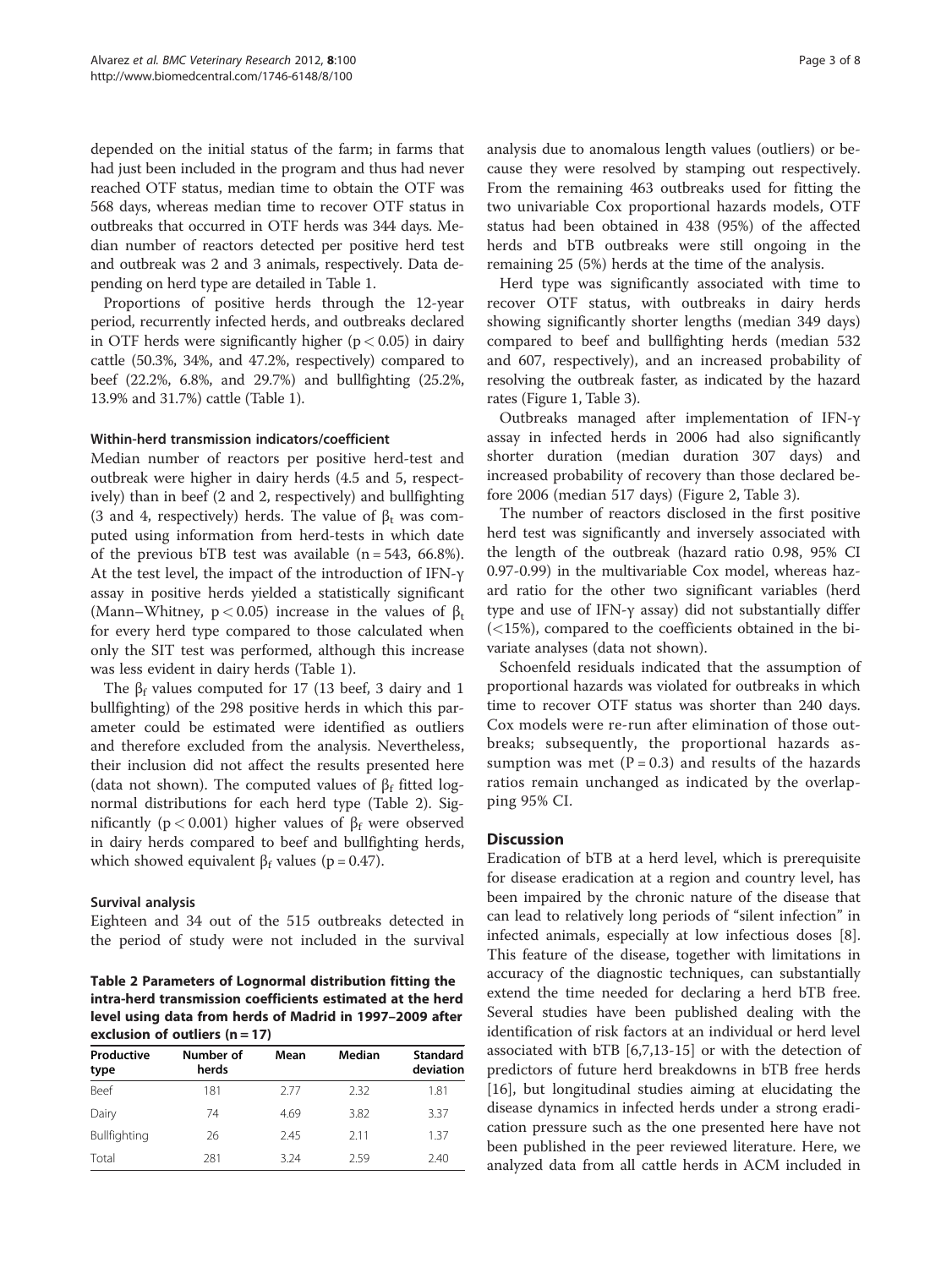depended on the initial status of the farm; in farms that had just been included in the program and thus had never reached OTF status, median time to obtain the OTF was 568 days, whereas median time to recover OTF status in outbreaks that occurred in OTF herds was 344 days. Median number of reactors detected per positive herd test and outbreak was 2 and 3 animals, respectively. Data depending on herd type are detailed in Table 1.

Proportions of positive herds through the 12-year period, recurrently infected herds, and outbreaks declared in OTF herds were significantly higher ($p < 0.05$) in dairy cattle (50.3%, 34%, and 47.2%, respectively) compared to beef (22.2%, 6.8%, and 29.7%) and bullfighting (25.2%, 13.9% and 31.7%) cattle (Table 1).

### Within-herd transmission indicators/coefficient

Median number of reactors per positive herd-test and outbreak were higher in dairy herds (4.5 and 5, respectively) than in beef (2 and 2, respectively) and bullfighting (3 and 4, respectively) herds. The value of $\beta_t$ was computed using information from herd-tests in which date of the previous bTB test was available (n = 543, 66.8%). At the test level, the impact of the introduction of IFN-γ assay in positive herds yielded a statistically significant (Mann–Whitney, $p < 0.05$) increase in the values of $\beta_t$ for every herd type compared to those calculated when only the SIT test was performed, although this increase was less evident in dairy herds (Table 1).

The $\beta_f$ values computed for 17 (13 beef, 3 dairy and 1 bullfighting) of the 298 positive herds in which this parameter could be estimated were identified as outliers and therefore excluded from the analysis. Nevertheless, their inclusion did not affect the results presented here (data not shown). The computed values of $\beta_f$ fitted lognormal distributions for each herd type (Table 2). Significantly ($p < 0.001$) higher values of $\beta_f$ were observed in dairy herds compared to beef and bullfighting herds, which showed equivalent $\beta_f$ values ($p = 0.47$).

### Survival analysis

Eighteen and 34 out of the 515 outbreaks detected in the period of study were not included in the survival analysis due to anomalous length values (outliers) or because they were resolved by stamping out respectively. From the remaining 463 outbreaks used for fitting the two univariable Cox proportional hazards models, OTF status had been obtained in 438 (95%) of the affected herds and bTB outbreaks were still ongoing in the remaining 25 (5%) herds at the time of the analysis.

**Table 2 Parameters of Lognormal distribution fitting the intra-herd transmission coefficients estimated at the herd level using data from herds of Madrid in 1997–2009 after exclusion of outliers (n = 17)**

| Productive type | Number of herds | Mean | Median | Standard deviation |
|---|---|---|---|---|
| Beef | 181 | 2.77 | 2.32 | 1.81 |
| Dairy | 74 | 4.69 | 3.82 | 3.37 |
| Bullfighting | 26 | 2.45 | 2.11 | 1.37 |
| Total | 281 | 3.24 | 2.59 | 2.40 |

Herd type was significantly associated with time to recover OTF status, with outbreaks in dairy herds showing significantly shorter lengths (median 349 days) compared to beef and bullfighting herds (median 532 and 607, respectively), and an increased probability of resolving the outbreak faster, as indicated by the hazard rates (Figure 1, Table 3).

Outbreaks managed after implementation of IFN-γ assay in infected herds in 2006 had also significantly shorter duration (median duration 307 days) and increased probability of recovery than those declared before 2006 (median 517 days) (Figure 2, Table 3).

The number of reactors disclosed in the first positive herd test was significantly and inversely associated with the length of the outbreak (hazard ratio 0.98, 95% CI 0.97-0.99) in the multivariable Cox model, whereas hazard ratio for the other two significant variables (herd type and use of IFN-γ assay) did not substantially differ (<15%), compared to the coefficients obtained in the bivariate analyses (data not shown).

Schoenfeld residuals indicated that the assumption of proportional hazards was violated for outbreaks in which time to recover OTF status was shorter than 240 days. Cox models were re-run after elimination of those outbreaks; subsequently, the proportional hazards assumption was met ($P = 0.3$) and results of the hazards ratios remain unchanged as indicated by the overlapping 95% CI.

## Discussion

Eradication of bTB at a herd level, which is prerequisite for disease eradication at a region and country level, has been impaired by the chronic nature of the disease that can lead to relatively long periods of "silent infection" in infected animals, especially at low infectious doses [8]. This feature of the disease, together with limitations in accuracy of the diagnostic techniques, can substantially extend the time needed for declaring a herd bTB free. Several studies have been published dealing with the identification of risk factors at an individual or herd level associated with bTB [6,7,13-15] or with the detection of predictors of future herd breakdowns in bTB free herds [16], but longitudinal studies aiming at elucidating the disease dynamics in infected herds under a strong eradication pressure such as the one presented here have not been published in the peer reviewed literature. Here, we analyzed data from all cattle herds in ACM included in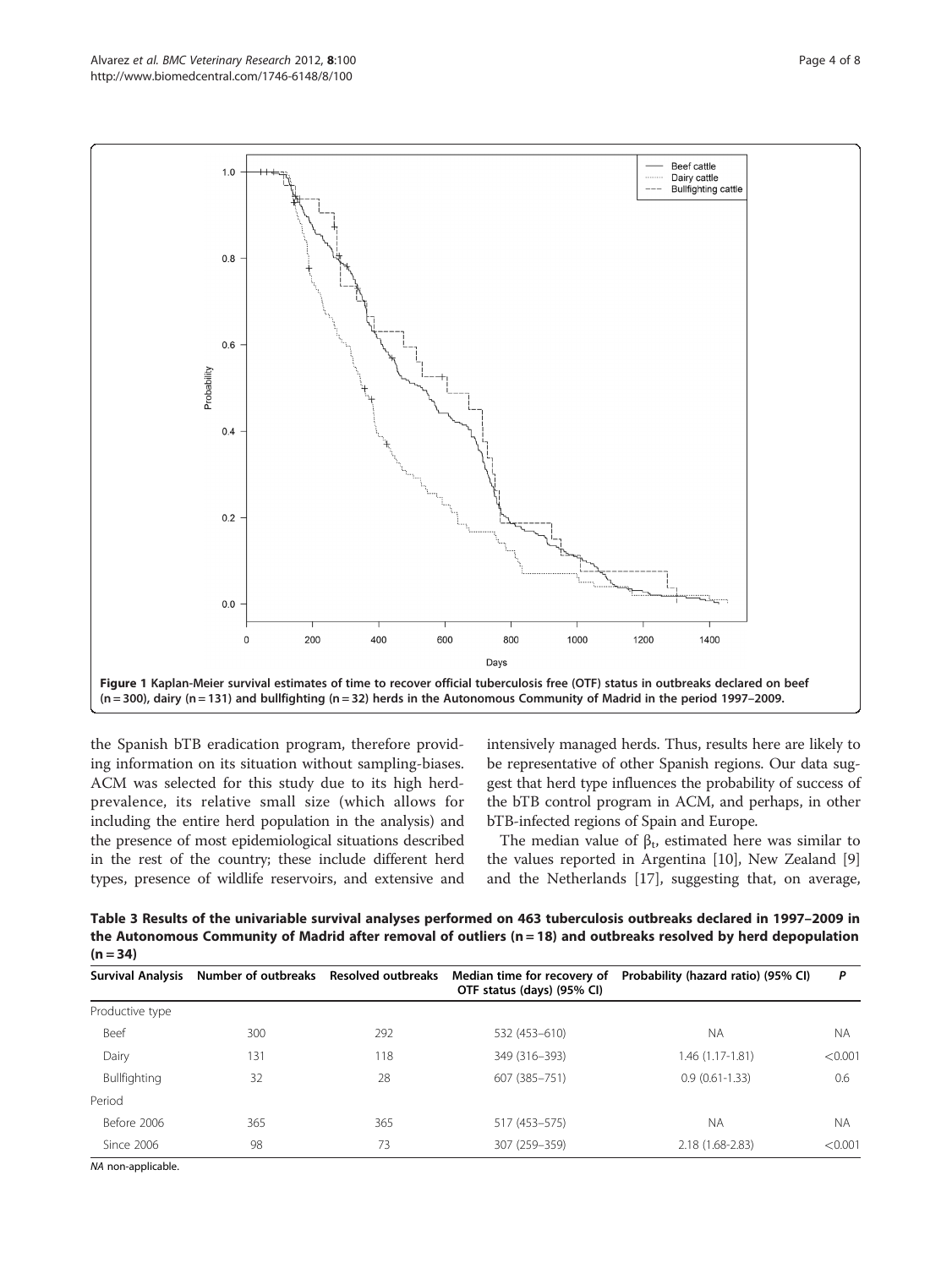Figure 1 Kaplan-Meier survival estimates of time to recover official tuberculosis free (OTF) status in outbreaks declared on beef (n = 300), dairy (n = 131) and bullfighting (n = 32) herds in the Autonomous Community of Madrid in the period 1997–2009.

the Spanish bTB eradication program, therefore providing information on its situation without sampling-biases. ACM was selected for this study due to its high herd-prevalence, its relative small size (which allows for including the entire herd population in the analysis) and the presence of most epidemiological situations described in the rest of the country; these include different herd types, presence of wildlife reservoirs, and extensive and intensively managed herds. Thus, results here are likely to be representative of other Spanish regions. Our data suggest that herd type influences the probability of success of the bTB control program in ACM, and perhaps, in other bTB-infected regions of Spain and Europe.

The median value of $\beta_t$, estimated here was similar to the values reported in Argentina [10], New Zealand [9] and the Netherlands [17], suggesting that, on average,

**Table 3 Results of the univariable survival analyses performed on 463 tuberculosis outbreaks declared in 1997–2009 in the Autonomous Community of Madrid after removal of outliers (n = 18) and outbreaks resolved by herd depopulation (n = 34)**

| Survival Analysis | Number of outbreaks | Resolved outbreaks | Median time for recovery of OTF status (days) (95% CI) | Probability (hazard ratio) (95% CI) | *P* |
|---|---|---|---|---|---|
| Productive type | | | | | |
| Beef | 300 | 292 | 532 (453–610) | NA | NA |
| Dairy | 131 | 118 | 349 (316–393) | 1.46 (1.17-1.81) | <0.001 |
| Bullfighting | 32 | 28 | 607 (385–751) | 0.9 (0.61-1.33) | 0.6 |
| Period | | | | | |
| Before 2006 | 365 | 365 | 517 (453–575) | NA | NA |
| Since 2006 | 98 | 73 | 307 (259–359) | 2.18 (1.68-2.83) | <0.001 |

*NA* non-applicable.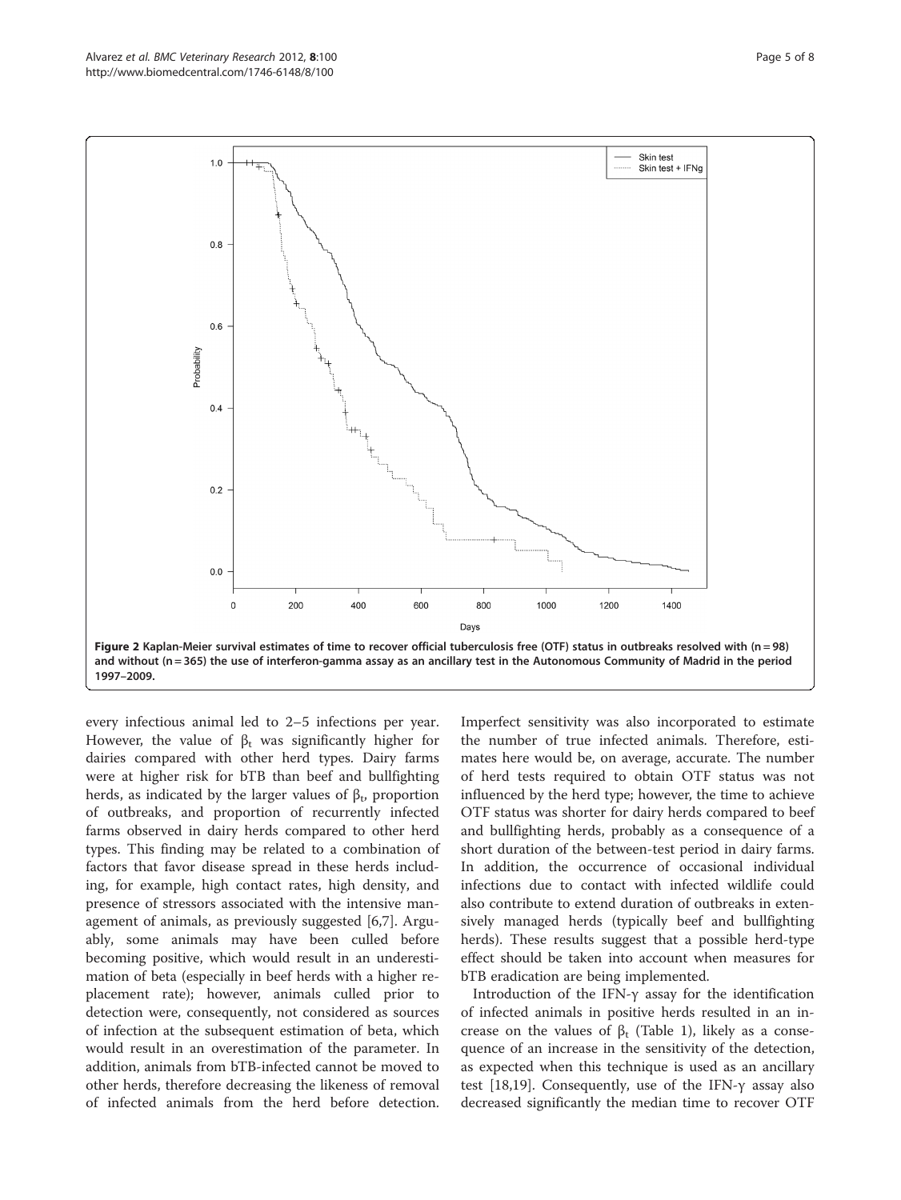Skin test
Skin test + IFNg

1.0
0.8
0.6
0.4
0.2
0.0

Probability

0
200
400
600
800
1000
1200
1400

Days

**Figure 2 Kaplan-Meier survival estimates of time to recover official tuberculosis free (OTF) status in outbreaks resolved with (n = 98) and without (n = 365) the use of interferon-gamma assay as an ancillary test in the Autonomous Community of Madrid in the period 1997–2009.**

every infectious animal led to 2–5 infections per year. However, the value of $\beta_t$ was significantly higher for dairies compared with other herd types. Dairy farms were at higher risk for bTB than beef and bullfighting herds, as indicated by the larger values of $\beta_t$, proportion of outbreaks, and proportion of recurrently infected farms observed in dairy herds compared to other herd types. This finding may be related to a combination of factors that favor disease spread in these herds including, for example, high contact rates, high density, and presence of stressors associated with the intensive management of animals, as previously suggested [6,7]. Arguably, some animals may have been culled before becoming positive, which would result in an underestimation of beta (especially in beef herds with a higher replacement rate); however, animals culled prior to detection were, consequently, not considered as sources of infection at the subsequent estimation of beta, which would result in an overestimation of the parameter. In addition, animals from bTB-infected cannot be moved to other herds, therefore decreasing the likeness of removal of infected animals from the herd before detection. Imperfect sensitivity was also incorporated to estimate the number of true infected animals. Therefore, estimates here would be, on average, accurate. The number of herd tests required to obtain OTF status was not influenced by the herd type; however, the time to achieve OTF status was shorter for dairy herds compared to beef and bullfighting herds, probably as a consequence of a short duration of the between-test period in dairy farms. In addition, the occurrence of occasional individual infections due to contact with infected wildlife could also contribute to extend duration of outbreaks in extensively managed herds (typically beef and bullfighting herds). These results suggest that a possible herd-type effect should be taken into account when measures for bTB eradication are being implemented.

Introduction of the IFN-γ assay for the identification of infected animals in positive herds resulted in an increase on the values of $\beta_t$ (Table 1), likely as a consequence of an increase in the sensitivity of the detection, as expected when this technique is used as an ancillary test [18,19]. Consequently, use of the IFN-γ assay also decreased significantly the median time to recover OTF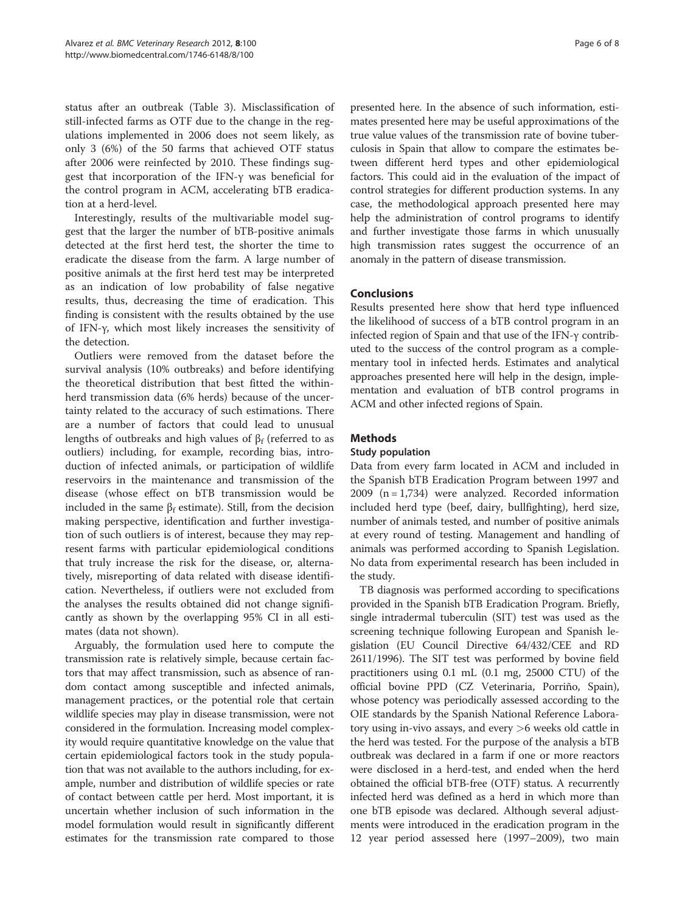status after an outbreak (Table 3). Misclassification of still-infected farms as OTF due to the change in the regulations implemented in 2006 does not seem likely, as only 3 (6%) of the 50 farms that achieved OTF status after 2006 were reinfected by 2010. These findings suggest that incorporation of the IFN-γ was beneficial for the control program in ACM, accelerating bTB eradication at a herd-level.

Interestingly, results of the multivariable model suggest that the larger the number of bTB-positive animals detected at the first herd test, the shorter the time to eradicate the disease from the farm. A large number of positive animals at the first herd test may be interpreted as an indication of low probability of false negative results, thus, decreasing the time of eradication. This finding is consistent with the results obtained by the use of IFN-γ, which most likely increases the sensitivity of the detection.

Outliers were removed from the dataset before the survival analysis (10% outbreaks) and before identifying the theoretical distribution that best fitted the within-herd transmission data (6% herds) because of the uncertainty related to the accuracy of such estimations. There are a number of factors that could lead to unusual lengths of outbreaks and high values of $\beta_f$ (referred to as outliers) including, for example, recording bias, introduction of infected animals, or participation of wildlife reservoirs in the maintenance and transmission of the disease (whose effect on bTB transmission would be included in the same $\beta_f$ estimate). Still, from the decision making perspective, identification and further investigation of such outliers is of interest, because they may represent farms with particular epidemiological conditions that truly increase the risk for the disease, or, alternatively, misreporting of data related with disease identification. Nevertheless, if outliers were not excluded from the analyses the results obtained did not change significantly as shown by the overlapping 95% CI in all estimates (data not shown).

Arguably, the formulation used here to compute the transmission rate is relatively simple, because certain factors that may affect transmission, such as absence of random contact among susceptible and infected animals, management practices, or the potential role that certain wildlife species may play in disease transmission, were not considered in the formulation. Increasing model complexity would require quantitative knowledge on the value that certain epidemiological factors took in the study population that was not available to the authors including, for example, number and distribution of wildlife species or rate of contact between cattle per herd. Most important, it is uncertain whether inclusion of such information in the model formulation would result in significantly different estimates for the transmission rate compared to those presented here. In the absence of such information, estimates presented here may be useful approximations of the true value values of the transmission rate of bovine tuberculosis in Spain that allow to compare the estimates between different herd types and other epidemiological factors. This could aid in the evaluation of the impact of control strategies for different production systems. In any case, the methodological approach presented here may help the administration of control programs to identify and further investigate those farms in which unusually high transmission rates suggest the occurrence of an anomaly in the pattern of disease transmission.

## Conclusions

Results presented here show that herd type influenced the likelihood of success of a bTB control program in an infected region of Spain and that use of the IFN-γ contributed to the success of the control program as a complementary tool in infected herds. Estimates and analytical approaches presented here will help in the design, implementation and evaluation of bTB control programs in ACM and other infected regions of Spain.

## Methods

### Study population

Data from every farm located in ACM and included in the Spanish bTB Eradication Program between 1997 and 2009 (n = 1,734) were analyzed. Recorded information included herd type (beef, dairy, bullfighting), herd size, number of animals tested, and number of positive animals at every round of testing. Management and handling of animals was performed according to Spanish Legislation. No data from experimental research has been included in the study.

TB diagnosis was performed according to specifications provided in the Spanish bTB Eradication Program. Briefly, single intradermal tuberculin (SIT) test was used as the screening technique following European and Spanish legislation (EU Council Directive 64/432/CEE and RD 2611/1996). The SIT test was performed by bovine field practitioners using 0.1 mL (0.1 mg, 25000 CTU) of the official bovine PPD (CZ Veterinaria, Porriño, Spain), whose potency was periodically assessed according to the OIE standards by the Spanish National Reference Laboratory using in-vivo assays, and every >6 weeks old cattle in the herd was tested. For the purpose of the analysis a bTB outbreak was declared in a farm if one or more reactors were disclosed in a herd-test, and ended when the herd obtained the official bTB-free (OTF) status. A recurrently infected herd was defined as a herd in which more than one bTB episode was declared. Although several adjustments were introduced in the eradication program in the 12 year period assessed here (1997–2009), two main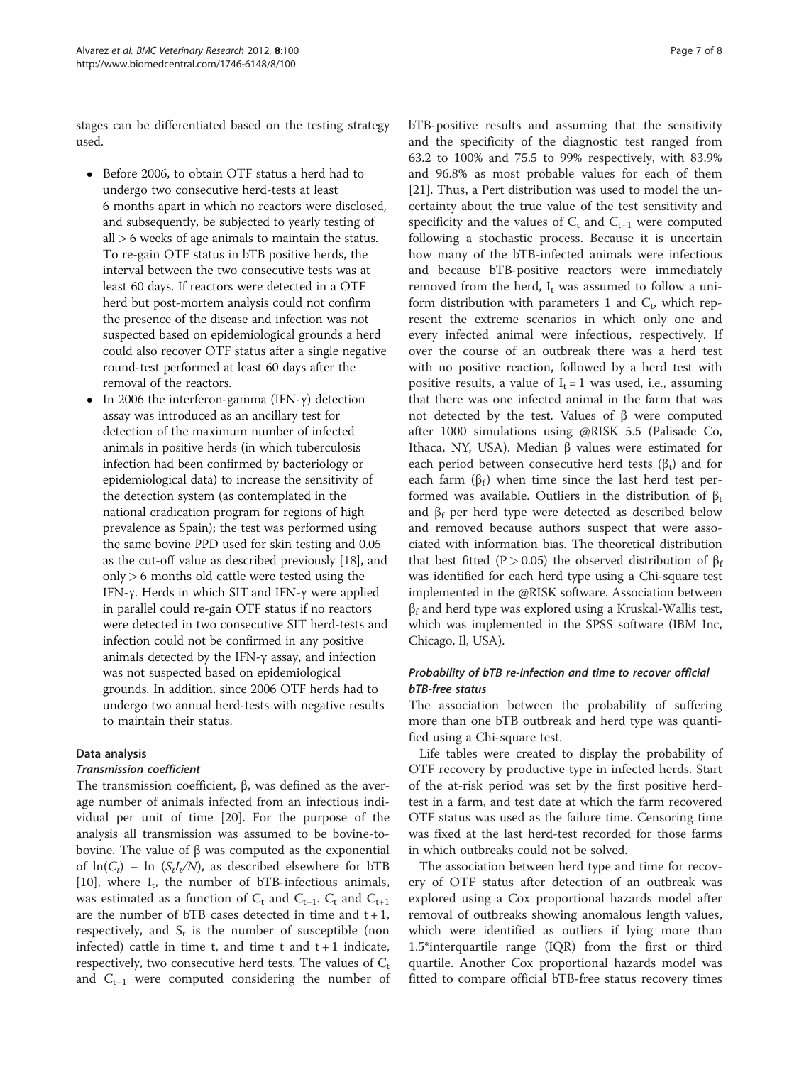stages can be differentiated based on the testing strategy used.

- Before 2006, to obtain OTF status a herd had to undergo two consecutive herd-tests at least 6 months apart in which no reactors were disclosed, and subsequently, be subjected to yearly testing of all > 6 weeks of age animals to maintain the status. To re-gain OTF status in bTB positive herds, the interval between the two consecutive tests was at least 60 days. If reactors were detected in a OTF herd but post-mortem analysis could not confirm the presence of the disease and infection was not suspected based on epidemiological grounds a herd could also recover OTF status after a single negative round-test performed at least 60 days after the removal of the reactors.
- In 2006 the interferon-gamma (IFN-γ) detection assay was introduced as an ancillary test for detection of the maximum number of infected animals in positive herds (in which tuberculosis infection had been confirmed by bacteriology or epidemiological data) to increase the sensitivity of the detection system (as contemplated in the national eradication program for regions of high prevalence as Spain); the test was performed using the same bovine PPD used for skin testing and 0.05 as the cut-off value as described previously [18], and only > 6 months old cattle were tested using the IFN-γ. Herds in which SIT and IFN-γ were applied in parallel could re-gain OTF status if no reactors were detected in two consecutive SIT herd-tests and infection could not be confirmed in any positive animals detected by the IFN-γ assay, and infection was not suspected based on epidemiological grounds. In addition, since 2006 OTF herds had to undergo two annual herd-tests with negative results to maintain their status.

## Data analysis

### *Transmission coefficient*

The transmission coefficient, β, was defined as the average number of animals infected from an infectious individual per unit of time [20]. For the purpose of the analysis all transmission was assumed to be bovine-to-bovine. The value of β was computed as the exponential of $\ln(C_t) - \ln(S_t I_t/N)$, as described elsewhere for bTB [10], where $I_t$, the number of bTB-infectious animals, was estimated as a function of $C_t$ and $C_{t+1}$. $C_t$ and $C_{t+1}$ are the number of bTB cases detected in time and $t+1$, respectively, and $S_t$ is the number of susceptible (non infected) cattle in time t, and time t and $t+1$ indicate, respectively, two consecutive herd tests. The values of $C_t$ and $C_{t+1}$ were computed considering the number of bTB-positive results and assuming that the sensitivity and the specificity of the diagnostic test ranged from 63.2 to 100% and 75.5 to 99% respectively, with 83.9% and 96.8% as most probable values for each of them [21]. Thus, a Pert distribution was used to model the uncertainty about the true value of the test sensitivity and specificity and the values of $C_t$ and $C_{t+1}$ were computed following a stochastic process. Because it is uncertain how many of the bTB-infected animals were infectious and because bTB-positive reactors were immediately removed from the herd, $I_t$ was assumed to follow a uniform distribution with parameters 1 and $C_t$, which represent the extreme scenarios in which only one and every infected animal were infectious, respectively. If over the course of an outbreak there was a herd test with no positive reaction, followed by a herd test with positive results, a value of $I_t = 1$ was used, i.e., assuming that there was one infected animal in the farm that was not detected by the test. Values of β were computed after 1000 simulations using @RISK 5.5 (Palisade Co, Ithaca, NY, USA). Median β values were estimated for each period between consecutive herd tests ($\beta_t$) and for each farm ($\beta_f$) when time since the last herd test performed was available. Outliers in the distribution of $\beta_t$ and $\beta_f$ per herd type were detected as described below and removed because authors suspect that were associated with information bias. The theoretical distribution that best fitted ($P > 0.05$) the observed distribution of $\beta_f$ was identified for each herd type using a Chi-square test implemented in the @RISK software. Association between $\beta_f$ and herd type was explored using a Kruskal-Wallis test, which was implemented in the SPSS software (IBM Inc, Chicago, Il, USA).

### *Probability of bTB re-infection and time to recover official bTB-free status*

The association between the probability of suffering more than one bTB outbreak and herd type was quantified using a Chi-square test.

Life tables were created to display the probability of OTF recovery by productive type in infected herds. Start of the at-risk period was set by the first positive herd-test in a farm, and test date at which the farm recovered OTF status was used as the failure time. Censoring time was fixed at the last herd-test recorded for those farms in which outbreaks could not be solved.

The association between herd type and time for recovery of OTF status after detection of an outbreak was explored using a Cox proportional hazards model after removal of outbreaks showing anomalous length values, which were identified as outliers if lying more than 1.5*interquartile range (IQR) from the first or third quartile. Another Cox proportional hazards model was fitted to compare official bTB-free status recovery times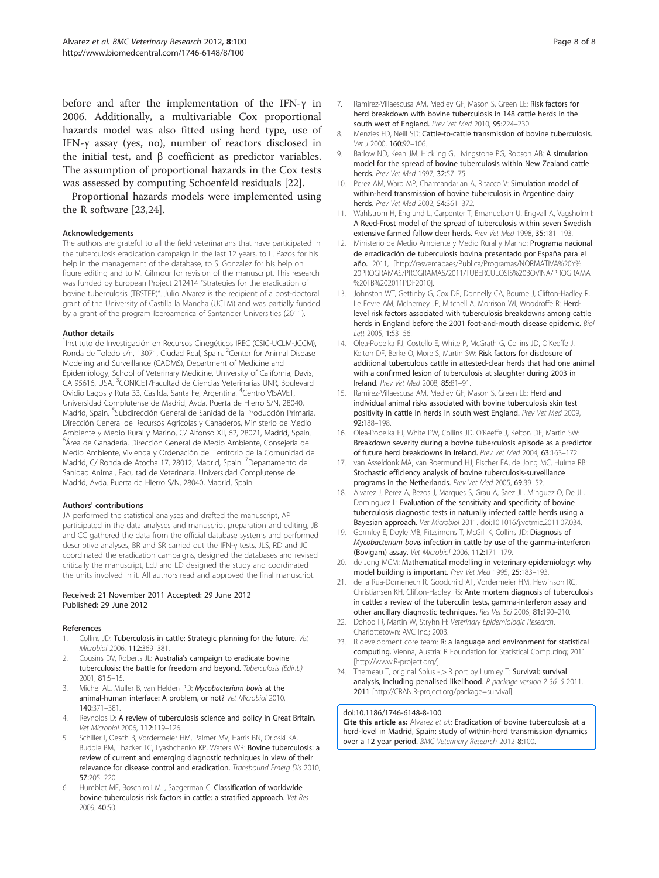before and after the implementation of the IFN-γ in 2006. Additionally, a multivariable Cox proportional hazards model was also fitted using herd type, use of IFN-γ assay (yes, no), number of reactors disclosed in the initial test, and β coefficient as predictor variables. The assumption of proportional hazards in the Cox tests was assessed by computing Schoenfeld residuals [22].

Proportional hazards models were implemented using the R software [23,24].

#### Acknowledgements

The authors are grateful to all the field veterinarians that have participated in the tuberculosis eradication campaign in the last 12 years, to L. Pazos for his help in the management of the database, to S. Gonzalez for his help on figure editing and to M. Gilmour for revision of the manuscript. This research was funded by European Project 212414 "Strategies for the eradication of bovine tuberculosis (TBSTEP)". Julio Alvarez is the recipient of a post-doctoral grant of the University of Castilla la Mancha (UCLM) and was partially funded by a grant of the program Iberoamerica of Santander Universities (2011).

#### Author details

[1]Instituto de Investigación en Recursos Cinegéticos IREC (CSIC-UCLM-JCCM), Ronda de Toledo s/n, 13071, Ciudad Real, Spain. [2]Center for Animal Disease Modeling and Surveillance (CADMS), Department of Medicine and Epidemiology, School of Veterinary Medicine, University of California, Davis, CA 95616, USA. [3]CONICET/Facultad de Ciencias Veterinarias UNR, Boulevard Ovidio Lagos y Ruta 33, Casilda, Santa Fe, Argentina. [4]Centro VISAVET, Universidad Complutense de Madrid, Avda. Puerta de Hierro S/N, 28040, Madrid, Spain. [5]Subdirección General de Sanidad de la Producción Primaria, Dirección General de Recursos Agrícolas y Ganaderos, Ministerio de Medio Ambiente y Medio Rural y Marino, C/ Alfonso XII, 62, 28071, Madrid, Spain. [6]Área de Ganadería, Dirección General de Medio Ambiente, Consejería de Medio Ambiente, Vivienda y Ordenación del Territorio de la Comunidad de Madrid, C/ Ronda de Atocha 17, 28012, Madrid, Spain. [7]Departamento de Sanidad Animal, Facultad de Veterinaria, Universidad Complutense de Madrid, Avda. Puerta de Hierro S/N, 28040, Madrid, Spain.

#### Authors' contributions

JA performed the statistical analyses and drafted the manuscript, AP participated in the data analyses and manuscript preparation and editing, JB and CC gathered the data from the official database systems and performed descriptive analyses, BR and SR carried out the IFN-γ tests, JLS, RD and JC coordinated the eradication campaigns, designed the databases and revised critically the manuscript, LdJ and LD designed the study and coordinated the units involved in it. All authors read and approved the final manuscript.

Received: 21 November 2011 Accepted: 29 June 2012
Published: 29 June 2012

#### References

1. Collins JD: **Tuberculosis in cattle: Strategic planning for the future.** *Vet Microbiol* 2006, **112**:369–381.
2. Cousins DV, Roberts JL: **Australia's campaign to eradicate bovine tuberculosis: the battle for freedom and beyond.** *Tuberculosis (Edinb)* 2001, **81**:5–15.
3. Michel AL, Muller B, van Helden PD: ***Mycobacterium bovis* at the animal-human interface: A problem, or not?** *Vet Microbiol* 2010, **140**:371–381.
4. Reynolds D: **A review of tuberculosis science and policy in Great Britain.** *Vet Microbiol* 2006, **112**:119–126.
5. Schiller I, Oesch B, Vordermeier HM, Palmer MV, Harris BN, Orloski KA, Buddle BM, Thacker TC, Lyashchenko KP, Waters WR: **Bovine tuberculosis: a review of current and emerging diagnostic techniques in view of their relevance for disease control and eradication.** *Transbound Emerg Dis* 2010, **57**:205–220.
6. Humblet MF, Boschiroli ML, Saegerman C: **Classification of worldwide bovine tuberculosis risk factors in cattle: a stratified approach.** *Vet Res* 2009, **40**:50.
7. Ramirez-Villaescusa AM, Medley GF, Mason S, Green LE: **Risk factors for herd breakdown with bovine tuberculosis in 148 cattle herds in the south west of England.** *Prev Vet Med* 2010, **95**:224–230.
8. Menzies FD, Neill SD: **Cattle-to-cattle transmission of bovine tuberculosis.** *Vet J* 2000, **160**:92–106.
9. Barlow ND, Kean JM, Hickling G, Livingstone PG, Robson AB: **A simulation model for the spread of bovine tuberculosis within New Zealand cattle herds.** *Prev Vet Med* 1997, **32**:57–75.
10. Perez AM, Ward MP, Charmandarian A, Ritacco V: **Simulation model of within-herd transmission of bovine tuberculosis in Argentine dairy herds.** *Prev Vet Med* 2002, **54**:361–372.
11. Wahlstrom H, Englund L, Carpenter T, Emanuelson U, Engvall A, Vagsholm I: **A Reed-Frost model of the spread of tuberculosis within seven Swedish extensive farmed fallow deer herds.** *Prev Vet Med* 1998, **35**:181–193.
12. Ministerio de Medio Ambiente y Medio Rural y Marino: **Programa nacional de erradicación de tuberculosis bovina presentado por España para el año.** 2011, [http://rasvemapaes/Publica/Programas/NORMATIVA%20Y%20PROGRAMAS/PROGRAMAS/2011/TUBERCULOSIS%20BOVINA/PROGRAMA%20TB%202011PDF2010].
13. Johnston WT, Gettinby G, Cox DR, Donnelly CA, Bourne J, Clifton-Hadley R, Le Fevre AM, McInerney JP, Mitchell A, Morrison WI, Woodroffe R: **Herd-level risk factors associated with tuberculosis breakdowns among cattle herds in England before the 2001 foot-and-mouth disease epidemic.** *Biol Lett* 2005, **1**:53–56.
14. Olea-Popelka FJ, Costello E, White P, McGrath G, Collins JD, O'Keeffe J, Kelton DF, Berke O, More S, Martin SW: **Risk factors for disclosure of additional tuberculous cattle in attested-clear herds that had one animal with a confirmed lesion of tuberculosis at slaughter during 2003 in Ireland.** *Prev Vet Med* 2008, **85**:81–91.
15. Ramirez-Villaescusa AM, Medley GF, Mason S, Green LE: **Herd and individual animal risks associated with bovine tuberculosis skin test positivity in cattle in herds in south west England.** *Prev Vet Med* 2009, **92**:188–198.
16. Olea-Popelka FJ, White PW, Collins JD, O'Keeffe J, Kelton DF, Martin SW: **Breakdown severity during a bovine tuberculosis episode as a predictor of future herd breakdowns in Ireland.** *Prev Vet Med* 2004, **63**:163–172.
17. van Asseldonk MA, van Roermund HJ, Fischer EA, de Jong MC, Huirne RB: **Stochastic efficiency analysis of bovine tuberculosis-surveillance programs in the Netherlands.** *Prev Vet Med* 2005, **69**:39–52.
18. Alvarez J, Perez A, Bezos J, Marques S, Grau A, Saez JL, Minguez O, De JL, Dominguez L: **Evaluation of the sensitivity and specificity of bovine tuberculosis diagnostic tests in naturally infected cattle herds using a Bayesian approach.** *Vet Microbiol* 2011. doi:10.1016/j.vetmic.2011.07.034.
19. Gormley E, Doyle MB, Fitzsimons T, McGill K, Collins JD: **Diagnosis of *Mycobacterium bovis* infection in cattle by use of the gamma-interferon (Bovigam) assay.** *Vet Microbiol* 2006, **112**:171–179.
20. de Jong MCM: **Mathematical modelling in veterinary epidemiology: why model building is important.** *Prev Vet Med* 1995, **25**:183–193.
21. de la Rua-Domenech R, Goodchild AT, Vordermeier HM, Hewinson RG, Christiansen KH, Clifton-Hadley RS: **Ante mortem diagnosis of tuberculosis in cattle: a review of the tuberculin tests, gamma-interferon assay and other ancillary diagnostic techniques.** *Res Vet Sci* 2006, **81**:190–210.
22. Dohoo IR, Martin W, Stryhn H: *Veterinary Epidemiologic Research.* Charlottetown: AVC Inc.; 2003.
23. R development core team: **R: a language and environment for statistical computing.** Vienna, Austria: R Foundation for Statistical Computing; 2011 [http://www.R-project.org/].
24. Therneau T, original Splus - > R port by Lumley T: **Survival: survival analysis, including penalised likelihood.** *R package version 2 36–5* 2011, **2011** [http://CRAN.R-project.org/package=survival].

doi:10.1186/1746-6148-8-100
**Cite this article as:** Alvarez *et al.*: Eradication of bovine tuberculosis at a herd-level in Madrid, Spain: study of within-herd transmission dynamics over a 12 year period. *BMC Veterinary Research* 2012 **8**:100.